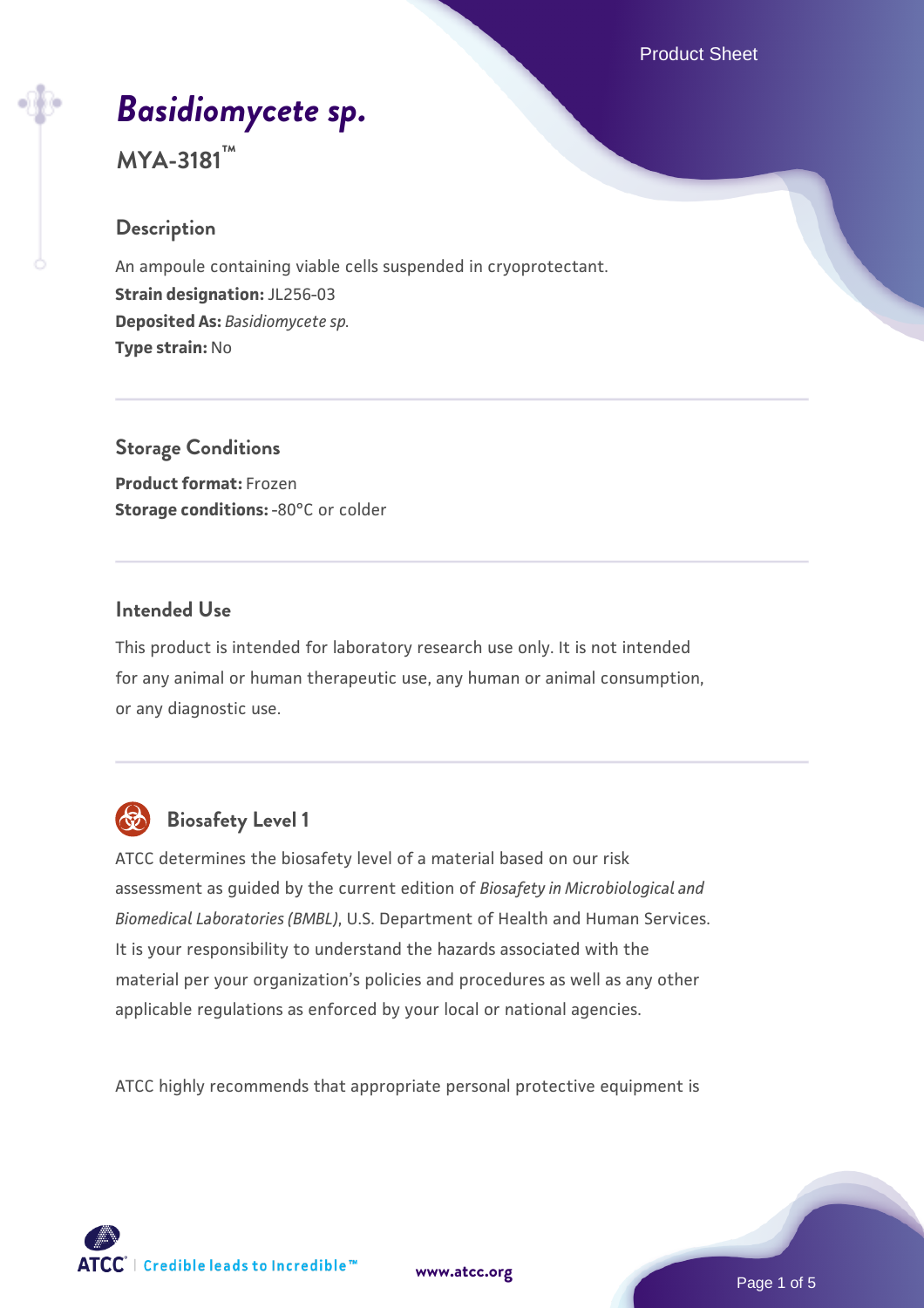# *Basidiomycete sp.*

**MYA-3181™**

## Description

An ampoule containing viable cells suspended in cryoprotectant.
**Strain designation:** JL256-03
**Deposited As:** *Basidiomycete sp.*
**Type strain:** No

## Storage Conditions

**Product format:** Frozen
**Storage conditions:** -80°C or colder

## Intended Use

This product is intended for laboratory research use only. It is not intended for any animal or human therapeutic use, any human or animal consumption, or any diagnostic use.

## Biosafety Level 1

ATCC determines the biosafety level of a material based on our risk assessment as guided by the current edition of *Biosafety in Microbiological and Biomedical Laboratories (BMBL)*, U.S. Department of Health and Human Services. It is your responsibility to understand the hazards associated with the material per your organization's policies and procedures as well as any other applicable regulations as enforced by your local or national agencies.

ATCC highly recommends that appropriate personal protective equipment is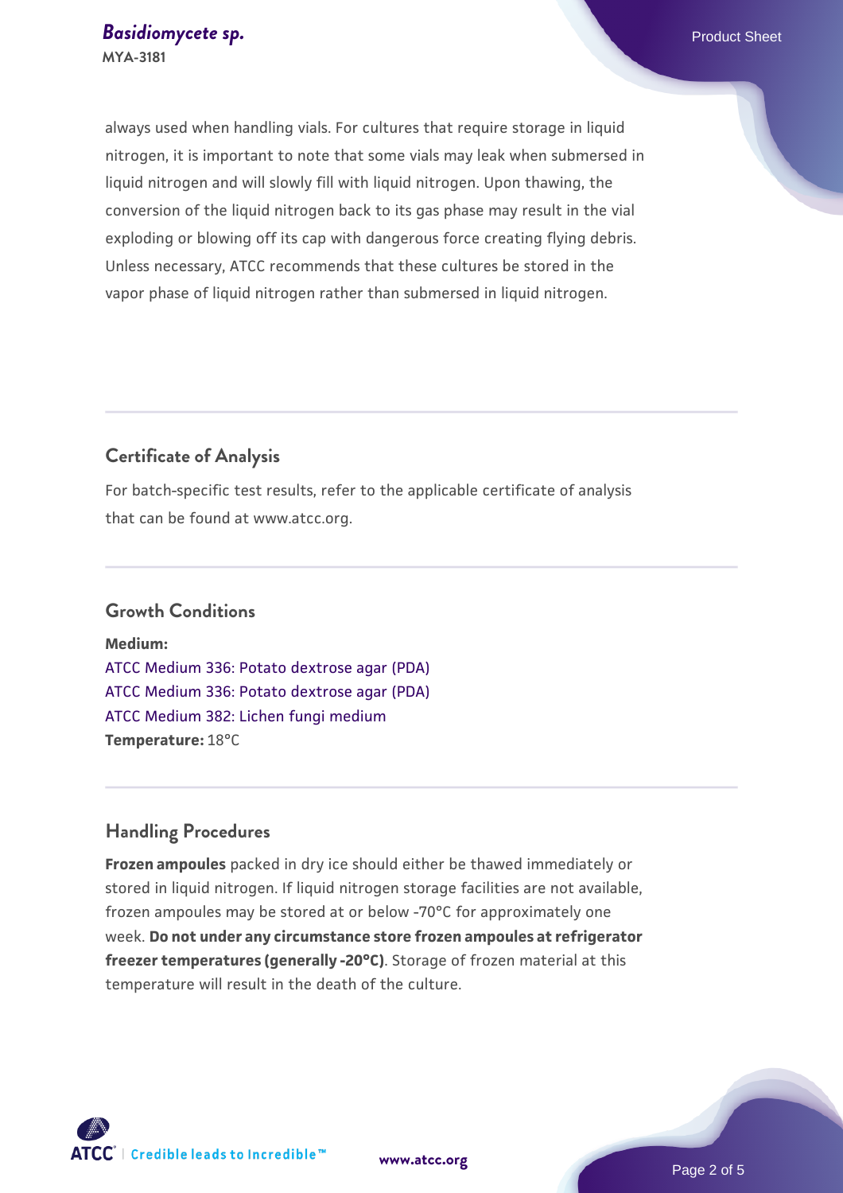always used when handling vials. For cultures that require storage in liquid nitrogen, it is important to note that some vials may leak when submersed in liquid nitrogen and will slowly fill with liquid nitrogen. Upon thawing, the conversion of the liquid nitrogen back to its gas phase may result in the vial exploding or blowing off its cap with dangerous force creating flying debris. Unless necessary, ATCC recommends that these cultures be stored in the vapor phase of liquid nitrogen rather than submersed in liquid nitrogen.

## Certificate of Analysis

For batch-specific test results, refer to the applicable certificate of analysis that can be found at www.atcc.org.

## Growth Conditions

**Medium:**
ATCC Medium 336: Potato dextrose agar (PDA)
ATCC Medium 336: Potato dextrose agar (PDA)
ATCC Medium 382: Lichen fungi medium
**Temperature:** 18°C

## Handling Procedures

**Frozen ampoules** packed in dry ice should either be thawed immediately or stored in liquid nitrogen. If liquid nitrogen storage facilities are not available, frozen ampoules may be stored at or below -70°C for approximately one week. **Do not under any circumstance store frozen ampoules at refrigerator freezer temperatures (generally -20°C)**. Storage of frozen material at this temperature will result in the death of the culture.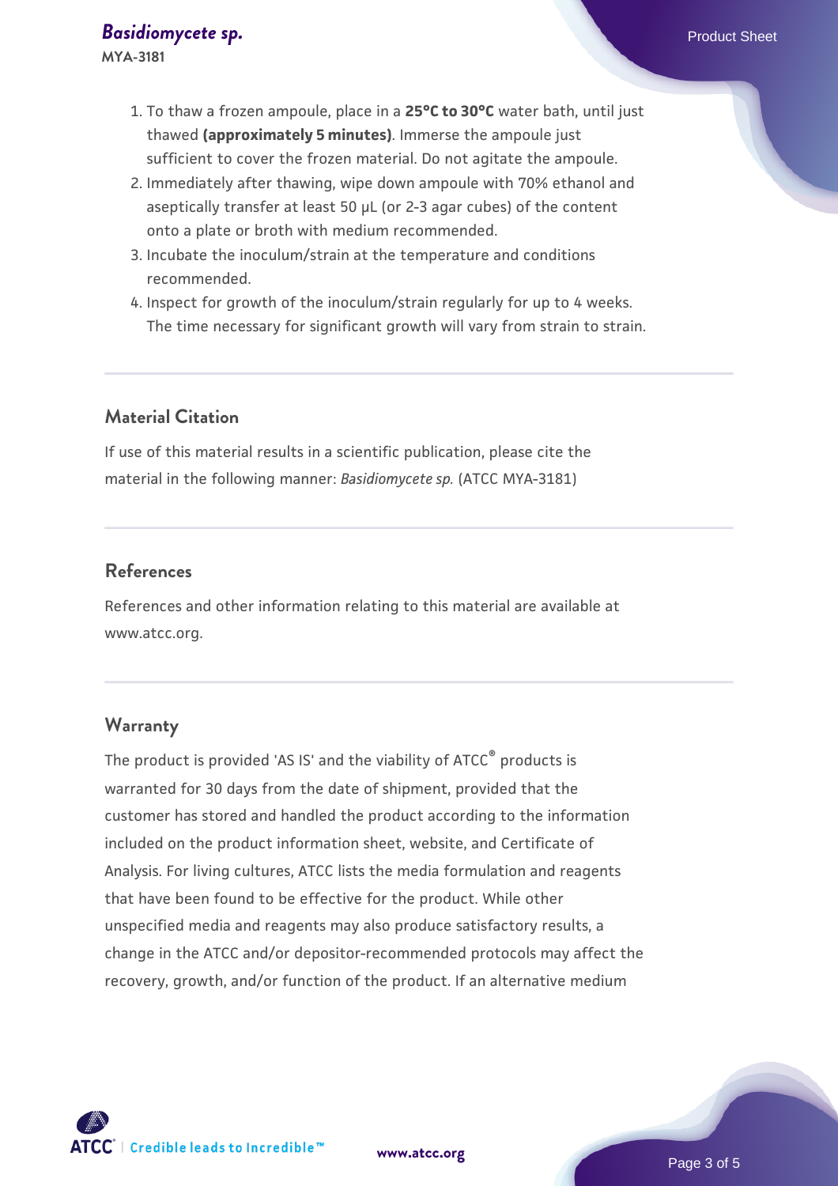1. To thaw a frozen ampoule, place in a **25°C to 30°C** water bath, until just thawed **(approximately 5 minutes)**. Immerse the ampoule just sufficient to cover the frozen material. Do not agitate the ampoule.
2. Immediately after thawing, wipe down ampoule with 70% ethanol and aseptically transfer at least 50 µL (or 2-3 agar cubes) of the content onto a plate or broth with medium recommended.
3. Incubate the inoculum/strain at the temperature and conditions recommended.
4. Inspect for growth of the inoculum/strain regularly for up to 4 weeks. The time necessary for significant growth will vary from strain to strain.

## Material Citation

If use of this material results in a scientific publication, please cite the material in the following manner: *Basidiomycete sp.* (ATCC MYA-3181)

## References

References and other information relating to this material are available at www.atcc.org.

## Warranty

The product is provided 'AS IS' and the viability of ATCC® products is warranted for 30 days from the date of shipment, provided that the customer has stored and handled the product according to the information included on the product information sheet, website, and Certificate of Analysis. For living cultures, ATCC lists the media formulation and reagents that have been found to be effective for the product. While other unspecified media and reagents may also produce satisfactory results, a change in the ATCC and/or depositor-recommended protocols may affect the recovery, growth, and/or function of the product. If an alternative medium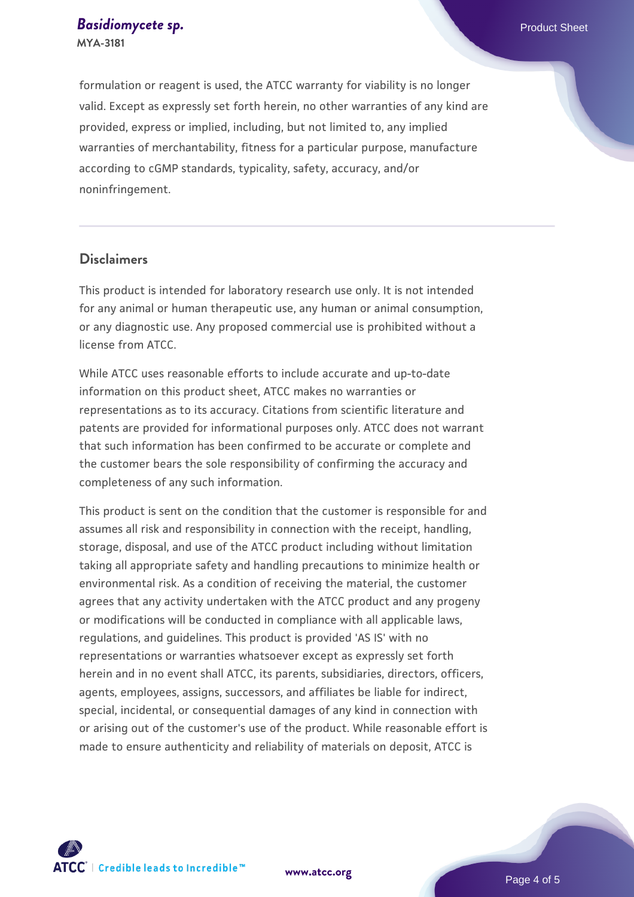formulation or reagent is used, the ATCC warranty for viability is no longer valid. Except as expressly set forth herein, no other warranties of any kind are provided, express or implied, including, but not limited to, any implied warranties of merchantability, fitness for a particular purpose, manufacture according to cGMP standards, typicality, safety, accuracy, and/or noninfringement.

## Disclaimers

This product is intended for laboratory research use only. It is not intended for any animal or human therapeutic use, any human or animal consumption, or any diagnostic use. Any proposed commercial use is prohibited without a license from ATCC.

While ATCC uses reasonable efforts to include accurate and up-to-date information on this product sheet, ATCC makes no warranties or representations as to its accuracy. Citations from scientific literature and patents are provided for informational purposes only. ATCC does not warrant that such information has been confirmed to be accurate or complete and the customer bears the sole responsibility of confirming the accuracy and completeness of any such information.

This product is sent on the condition that the customer is responsible for and assumes all risk and responsibility in connection with the receipt, handling, storage, disposal, and use of the ATCC product including without limitation taking all appropriate safety and handling precautions to minimize health or environmental risk. As a condition of receiving the material, the customer agrees that any activity undertaken with the ATCC product and any progeny or modifications will be conducted in compliance with all applicable laws, regulations, and guidelines. This product is provided 'AS IS' with no representations or warranties whatsoever except as expressly set forth herein and in no event shall ATCC, its parents, subsidiaries, directors, officers, agents, employees, assigns, successors, and affiliates be liable for indirect, special, incidental, or consequential damages of any kind in connection with or arising out of the customer's use of the product. While reasonable effort is made to ensure authenticity and reliability of materials on deposit, ATCC is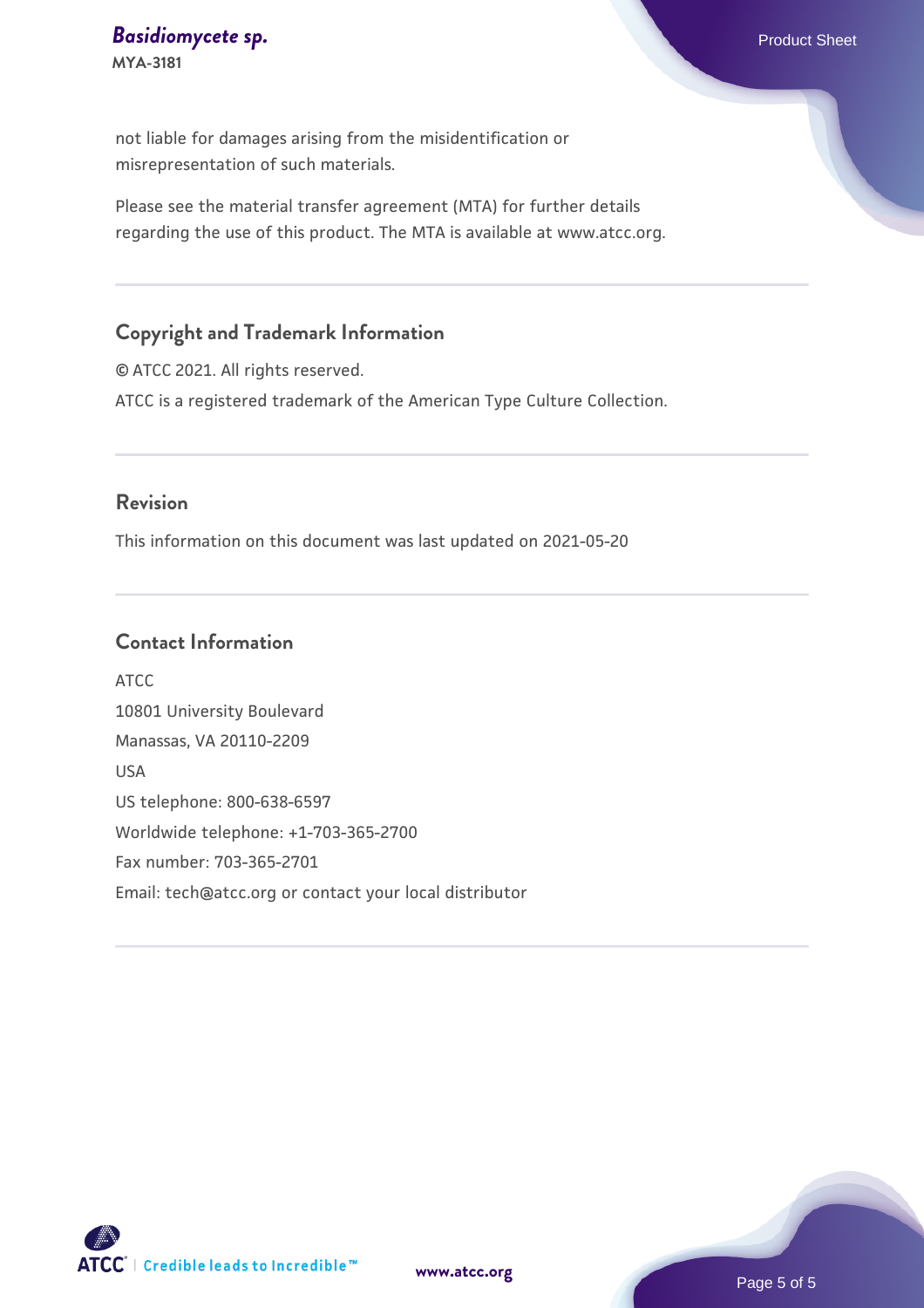not liable for damages arising from the misidentification or misrepresentation of such materials.

Please see the material transfer agreement (MTA) for further details regarding the use of this product. The MTA is available at www.atcc.org.

## Copyright and Trademark Information

© ATCC 2021. All rights reserved.

ATCC is a registered trademark of the American Type Culture Collection.

## Revision

This information on this document was last updated on 2021-05-20

## Contact Information

ATCC
10801 University Boulevard
Manassas, VA 20110-2209
USA
US telephone: 800-638-6597
Worldwide telephone: +1-703-365-2700
Fax number: 703-365-2701
Email: tech@atcc.org or contact your local distributor